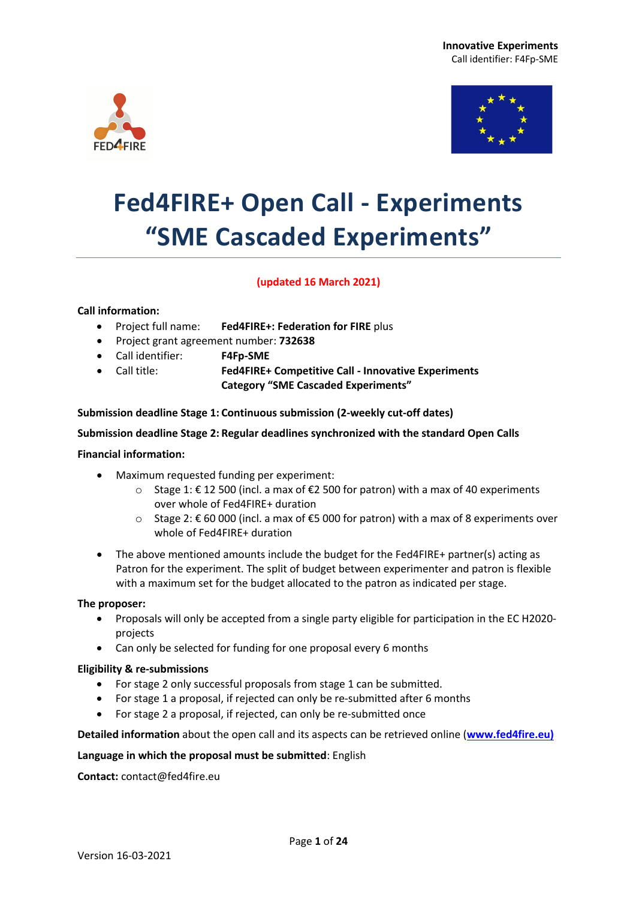**Innovative Experiments**
Call identifier: F4Fp-SME

# Fed4FIRE+ Open Call - Experiments "SME Cascaded Experiments"

**(updated 16 March 2021)**

**Call information:**

- Project full name: **Fed4FIRE+: Federation for FIRE** plus
- Project grant agreement number: **732638**
- Call identifier: **F4Fp-SME**
- Call title: **Fed4FIRE+ Competitive Call - Innovative Experiments Category "SME Cascaded Experiments"**

**Submission deadline Stage 1: Continuous submission (2-weekly cut-off dates)**

**Submission deadline Stage 2: Regular deadlines synchronized with the standard Open Calls**

**Financial information:**

- Maximum requested funding per experiment:
    - Stage 1: € 12 500 (incl. a max of €2 500 for patron) with a max of 40 experiments over whole of Fed4FIRE+ duration
    - Stage 2: € 60 000 (incl. a max of €5 000 for patron) with a max of 8 experiments over whole of Fed4FIRE+ duration
- The above mentioned amounts include the budget for the Fed4FIRE+ partner(s) acting as Patron for the experiment. The split of budget between experimenter and patron is flexible with a maximum set for the budget allocated to the patron as indicated per stage.

**The proposer:**

- Proposals will only be accepted from a single party eligible for participation in the EC H2020-projects
- Can only be selected for funding for one proposal every 6 months

**Eligibility & re-submissions**

- For stage 2 only successful proposals from stage 1 can be submitted.
- For stage 1 a proposal, if rejected can only be re-submitted after 6 months
- For stage 2 a proposal, if rejected, can only be re-submitted once

**Detailed information** about the open call and its aspects can be retrieved online (**www.fed4fire.eu)**

**Language in which the proposal must be submitted**: English

**Contact:** contact@fed4fire.eu

Version 16-03-2021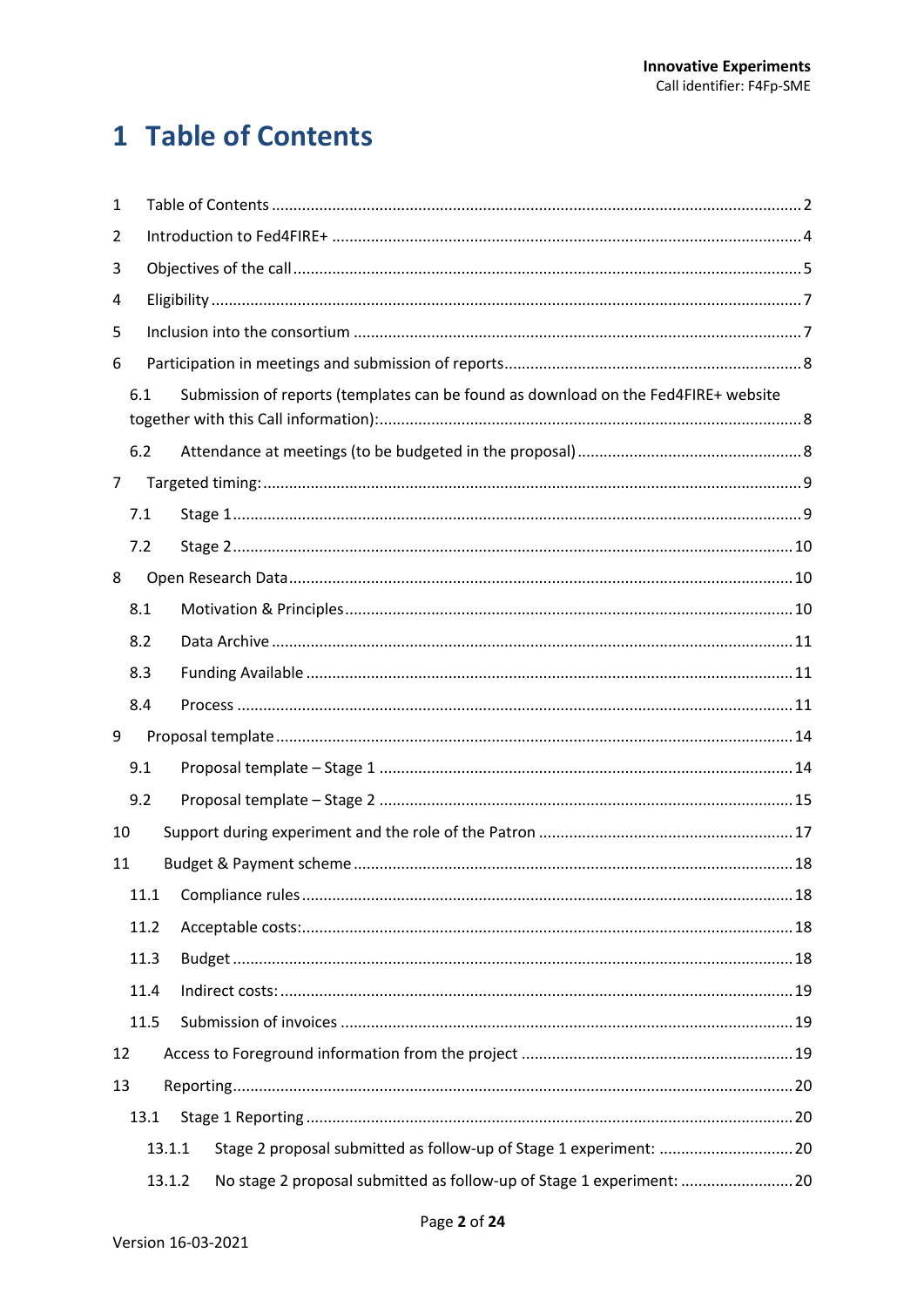# 1 Table of Contents

1 Table of Contents ........................................................................................................ 2

2 Introduction to Fed4FIRE+ ........................................................................................... 4

3 Objectives of the call .................................................................................................... 5

4 Eligibility ....................................................................................................................... 7

5 Inclusion into the consortium ...................................................................................... 7

6 Participation in meetings and submission of reports .................................................... 8

6.1 Submission of reports (templates can be found as download on the Fed4FIRE+ website together with this Call information): ................................................................................... 8

6.2 Attendance at meetings (to be budgeted in the proposal) .................................................... 8

7 Targeted timing: ........................................................................................................... 9

7.1 Stage 1 ........................................................................................................................ 9

7.2 Stage 2 ...................................................................................................................... 10

8 Open Research Data .................................................................................................... 10

8.1 Motivation & Principles ............................................................................................. 10

8.2 Data Archive ............................................................................................................. 11

8.3 Funding Available ..................................................................................................... 11

8.4 Process ..................................................................................................................... 11

9 Proposal template ...................................................................................................... 14

9.1 Proposal template – Stage 1 ...................................................................................... 14

9.2 Proposal template – Stage 2 ...................................................................................... 15

10 Support during experiment and the role of the Patron .......................................... 17

11 Budget & Payment scheme .................................................................................... 18

11.1 Compliance rules ..................................................................................................... 18

11.2 Acceptable costs: ..................................................................................................... 18

11.3 Budget ..................................................................................................................... 18

11.4 Indirect costs: .......................................................................................................... 19

11.5 Submission of invoices ............................................................................................ 19

12 Access to Foreground information from the project .............................................. 19

13 Reporting ............................................................................................................... 20

13.1 Stage 1 Reporting .................................................................................................... 20

13.1.1 Stage 2 proposal submitted as follow-up of Stage 1 experiment: .............................. 20

13.1.2 No stage 2 proposal submitted as follow-up of Stage 1 experiment: ......................... 20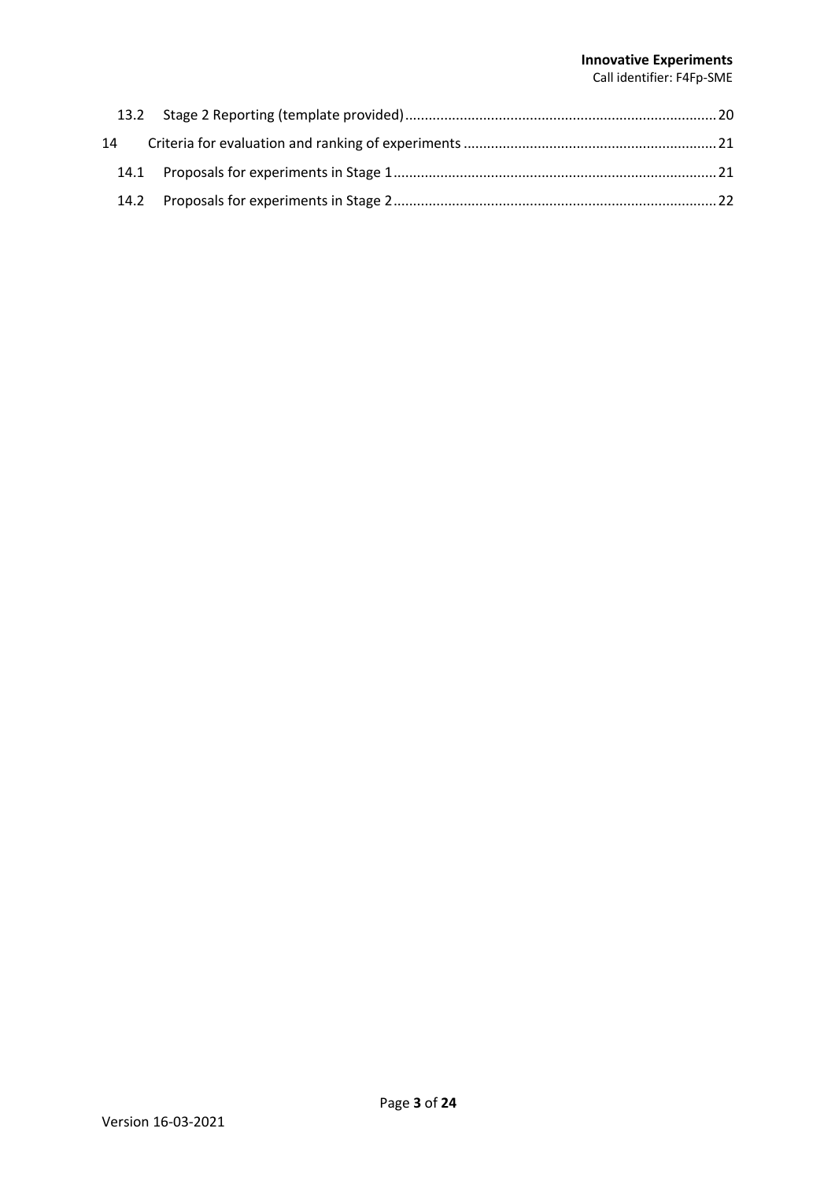13.2 Stage 2 Reporting (template provided) ........ 20

14 Criteria for evaluation and ranking of experiments ........ 21

14.1 Proposals for experiments in Stage 1 ........ 21

14.2 Proposals for experiments in Stage 2 ........ 22

Version 16-03-2021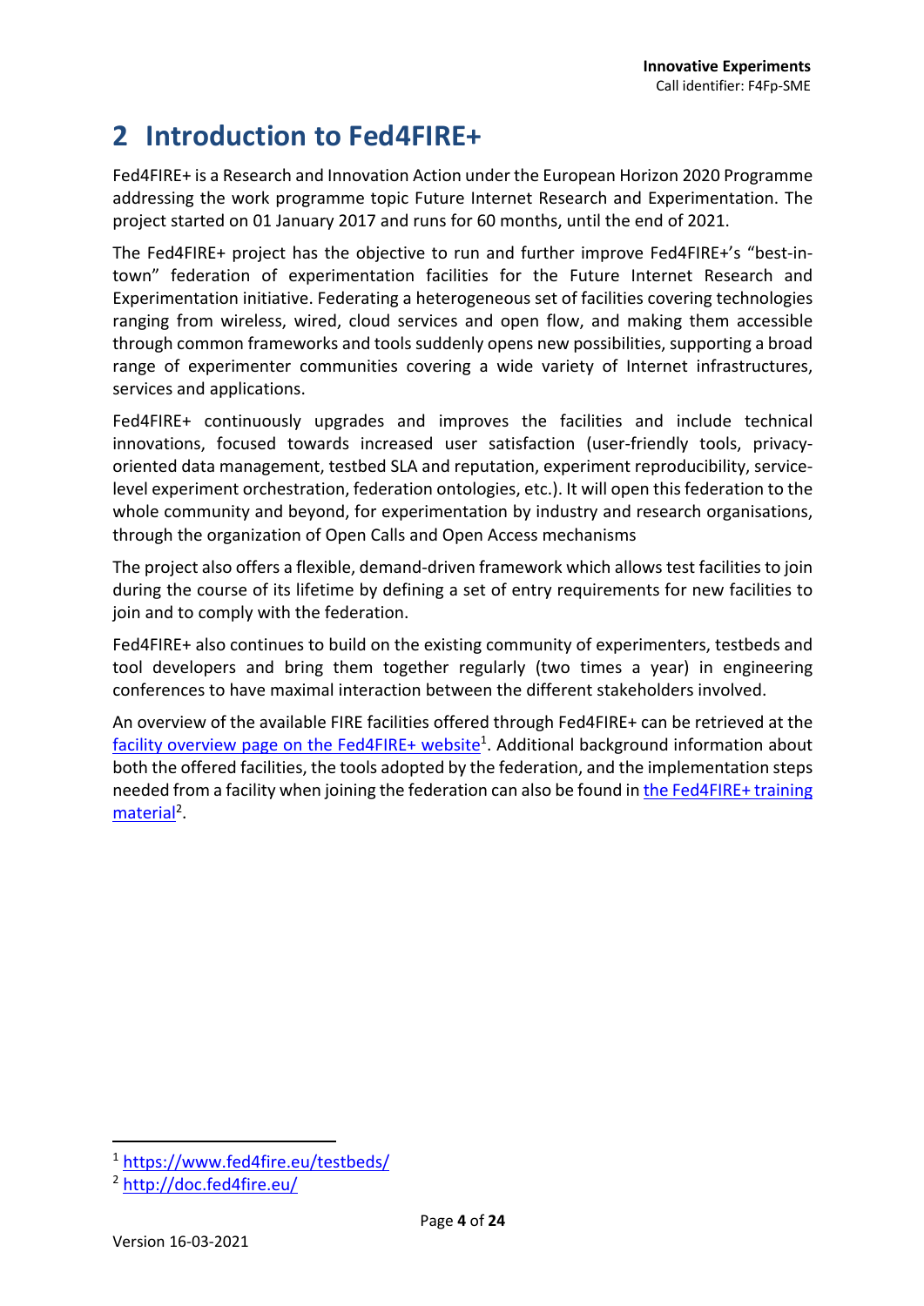## 2 Introduction to Fed4FIRE+

Fed4FIRE+ is a Research and Innovation Action under the European Horizon 2020 Programme addressing the work programme topic Future Internet Research and Experimentation. The project started on 01 January 2017 and runs for 60 months, until the end of 2021.

The Fed4FIRE+ project has the objective to run and further improve Fed4FIRE+'s "best-in-town" federation of experimentation facilities for the Future Internet Research and Experimentation initiative. Federating a heterogeneous set of facilities covering technologies ranging from wireless, wired, cloud services and open flow, and making them accessible through common frameworks and tools suddenly opens new possibilities, supporting a broad range of experimenter communities covering a wide variety of Internet infrastructures, services and applications.

Fed4FIRE+ continuously upgrades and improves the facilities and include technical innovations, focused towards increased user satisfaction (user-friendly tools, privacy-oriented data management, testbed SLA and reputation, experiment reproducibility, service-level experiment orchestration, federation ontologies, etc.). It will open this federation to the whole community and beyond, for experimentation by industry and research organisations, through the organization of Open Calls and Open Access mechanisms

The project also offers a flexible, demand-driven framework which allows test facilities to join during the course of its lifetime by defining a set of entry requirements for new facilities to join and to comply with the federation.

Fed4FIRE+ also continues to build on the existing community of experimenters, testbeds and tool developers and bring them together regularly (two times a year) in engineering conferences to have maximal interaction between the different stakeholders involved.

An overview of the available FIRE facilities offered through Fed4FIRE+ can be retrieved at the facility overview page on the Fed4FIRE+ website[1]. Additional background information about both the offered facilities, the tools adopted by the federation, and the implementation steps needed from a facility when joining the federation can also be found in the Fed4FIRE+ training material[2].

[1] https://www.fed4fire.eu/testbeds/

[2] http://doc.fed4fire.eu/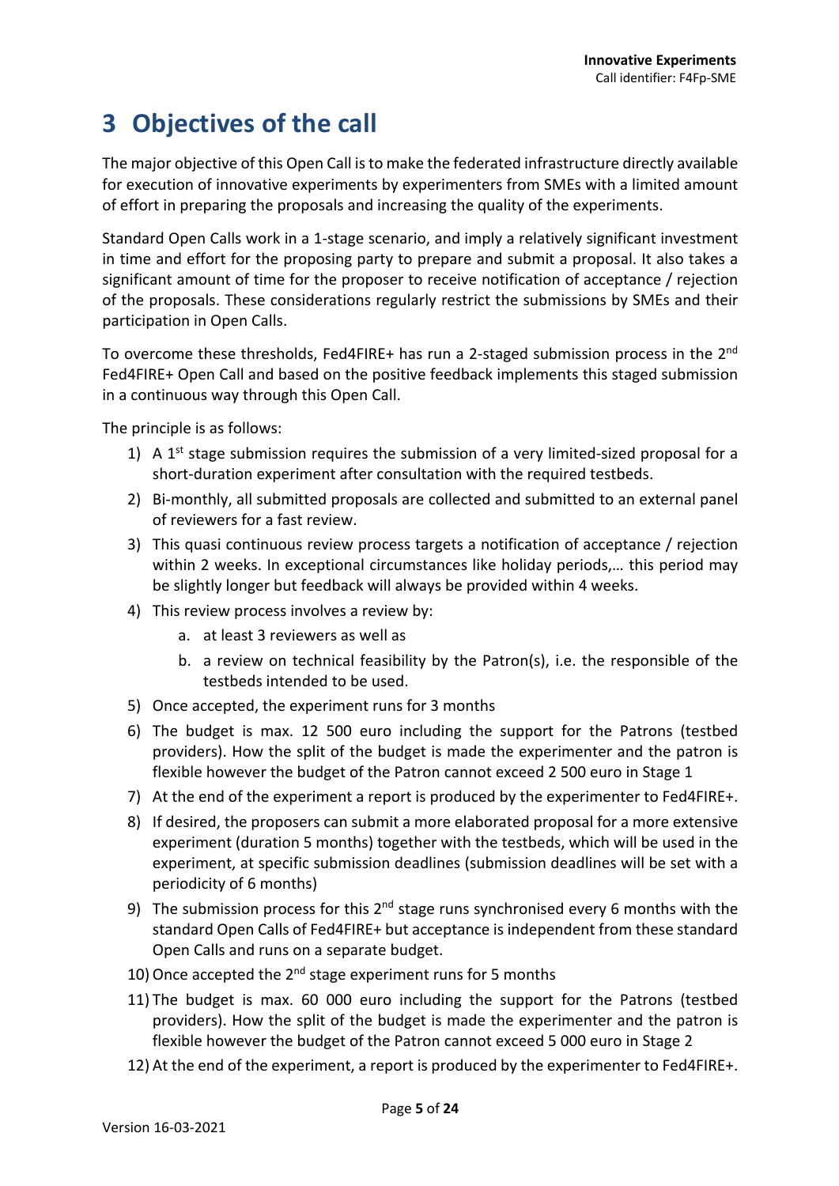# 3 Objectives of the call

The major objective of this Open Call is to make the federated infrastructure directly available for execution of innovative experiments by experimenters from SMEs with a limited amount of effort in preparing the proposals and increasing the quality of the experiments.

Standard Open Calls work in a 1-stage scenario, and imply a relatively significant investment in time and effort for the proposing party to prepare and submit a proposal. It also takes a significant amount of time for the proposer to receive notification of acceptance / rejection of the proposals. These considerations regularly restrict the submissions by SMEs and their participation in Open Calls.

To overcome these thresholds, Fed4FIRE+ has run a 2-staged submission process in the 2nd Fed4FIRE+ Open Call and based on the positive feedback implements this staged submission in a continuous way through this Open Call.

The principle is as follows:

1) A 1st stage submission requires the submission of a very limited-sized proposal for a short-duration experiment after consultation with the required testbeds.
2) Bi-monthly, all submitted proposals are collected and submitted to an external panel of reviewers for a fast review.
3) This quasi continuous review process targets a notification of acceptance / rejection within 2 weeks. In exceptional circumstances like holiday periods,… this period may be slightly longer but feedback will always be provided within 4 weeks.
4) This review process involves a review by:
    a. at least 3 reviewers as well as
    b. a review on technical feasibility by the Patron(s), i.e. the responsible of the testbeds intended to be used.
5) Once accepted, the experiment runs for 3 months
6) The budget is max. 12 500 euro including the support for the Patrons (testbed providers). How the split of the budget is made the experimenter and the patron is flexible however the budget of the Patron cannot exceed 2 500 euro in Stage 1
7) At the end of the experiment a report is produced by the experimenter to Fed4FIRE+.
8) If desired, the proposers can submit a more elaborated proposal for a more extensive experiment (duration 5 months) together with the testbeds, which will be used in the experiment, at specific submission deadlines (submission deadlines will be set with a periodicity of 6 months)
9) The submission process for this 2nd stage runs synchronised every 6 months with the standard Open Calls of Fed4FIRE+ but acceptance is independent from these standard Open Calls and runs on a separate budget.
10) Once accepted the 2nd stage experiment runs for 5 months
11) The budget is max. 60 000 euro including the support for the Patrons (testbed providers). How the split of the budget is made the experimenter and the patron is flexible however the budget of the Patron cannot exceed 5 000 euro in Stage 2
12) At the end of the experiment, a report is produced by the experimenter to Fed4FIRE+.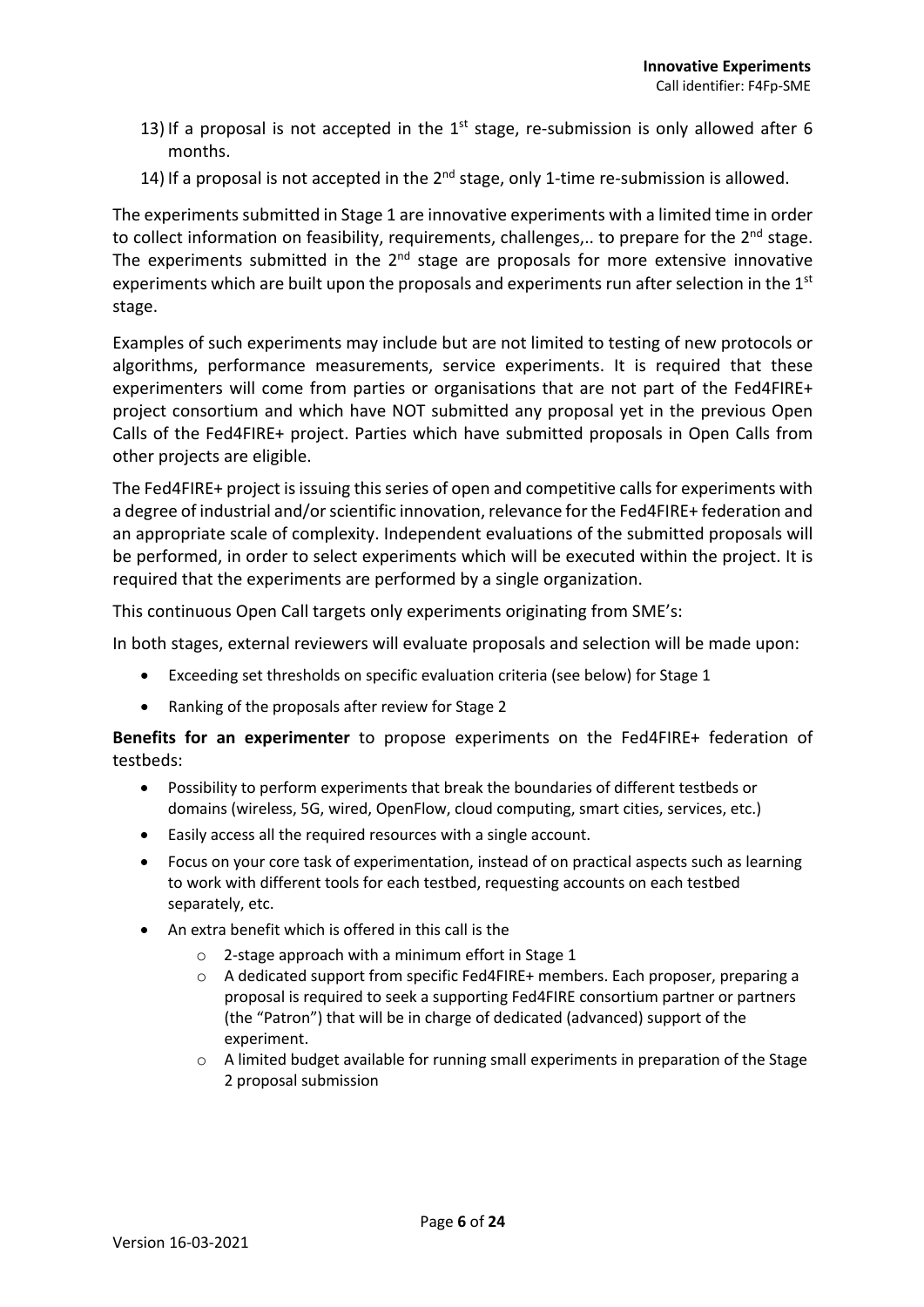13) If a proposal is not accepted in the 1st stage, re-submission is only allowed after 6 months.
14) If a proposal is not accepted in the 2nd stage, only 1-time re-submission is allowed.

The experiments submitted in Stage 1 are innovative experiments with a limited time in order to collect information on feasibility, requirements, challenges,.. to prepare for the 2nd stage. The experiments submitted in the 2nd stage are proposals for more extensive innovative experiments which are built upon the proposals and experiments run after selection in the 1st stage.

Examples of such experiments may include but are not limited to testing of new protocols or algorithms, performance measurements, service experiments. It is required that these experimenters will come from parties or organisations that are not part of the Fed4FIRE+ project consortium and which have NOT submitted any proposal yet in the previous Open Calls of the Fed4FIRE+ project. Parties which have submitted proposals in Open Calls from other projects are eligible.

The Fed4FIRE+ project is issuing this series of open and competitive calls for experiments with a degree of industrial and/or scientific innovation, relevance for the Fed4FIRE+ federation and an appropriate scale of complexity. Independent evaluations of the submitted proposals will be performed, in order to select experiments which will be executed within the project. It is required that the experiments are performed by a single organization.

This continuous Open Call targets only experiments originating from SME's:

In both stages, external reviewers will evaluate proposals and selection will be made upon:

- Exceeding set thresholds on specific evaluation criteria (see below) for Stage 1
- Ranking of the proposals after review for Stage 2

**Benefits for an experimenter** to propose experiments on the Fed4FIRE+ federation of testbeds:

- Possibility to perform experiments that break the boundaries of different testbeds or domains (wireless, 5G, wired, OpenFlow, cloud computing, smart cities, services, etc.)
- Easily access all the required resources with a single account.
- Focus on your core task of experimentation, instead of on practical aspects such as learning to work with different tools for each testbed, requesting accounts on each testbed separately, etc.
- An extra benefit which is offered in this call is the
  - 2-stage approach with a minimum effort in Stage 1
  - A dedicated support from specific Fed4FIRE+ members. Each proposer, preparing a proposal is required to seek a supporting Fed4FIRE consortium partner or partners (the "Patron") that will be in charge of dedicated (advanced) support of the experiment.
  - A limited budget available for running small experiments in preparation of the Stage 2 proposal submission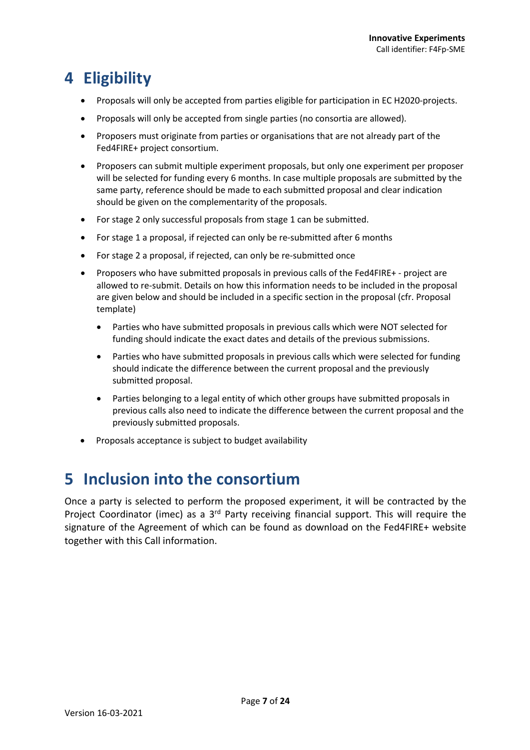# 4 Eligibility

- Proposals will only be accepted from parties eligible for participation in EC H2020-projects.
- Proposals will only be accepted from single parties (no consortia are allowed).
- Proposers must originate from parties or organisations that are not already part of the Fed4FIRE+ project consortium.
- Proposers can submit multiple experiment proposals, but only one experiment per proposer will be selected for funding every 6 months. In case multiple proposals are submitted by the same party, reference should be made to each submitted proposal and clear indication should be given on the complementarity of the proposals.
- For stage 2 only successful proposals from stage 1 can be submitted.
- For stage 1 a proposal, if rejected can only be re-submitted after 6 months
- For stage 2 a proposal, if rejected, can only be re-submitted once
- Proposers who have submitted proposals in previous calls of the Fed4FIRE+ - project are allowed to re-submit. Details on how this information needs to be included in the proposal are given below and should be included in a specific section in the proposal (cfr. Proposal template)
  - Parties who have submitted proposals in previous calls which were NOT selected for funding should indicate the exact dates and details of the previous submissions.
  - Parties who have submitted proposals in previous calls which were selected for funding should indicate the difference between the current proposal and the previously submitted proposal.
  - Parties belonging to a legal entity of which other groups have submitted proposals in previous calls also need to indicate the difference between the current proposal and the previously submitted proposals.
- Proposals acceptance is subject to budget availability

# 5 Inclusion into the consortium

Once a party is selected to perform the proposed experiment, it will be contracted by the Project Coordinator (imec) as a 3rd Party receiving financial support. This will require the signature of the Agreement of which can be found as download on the Fed4FIRE+ website together with this Call information.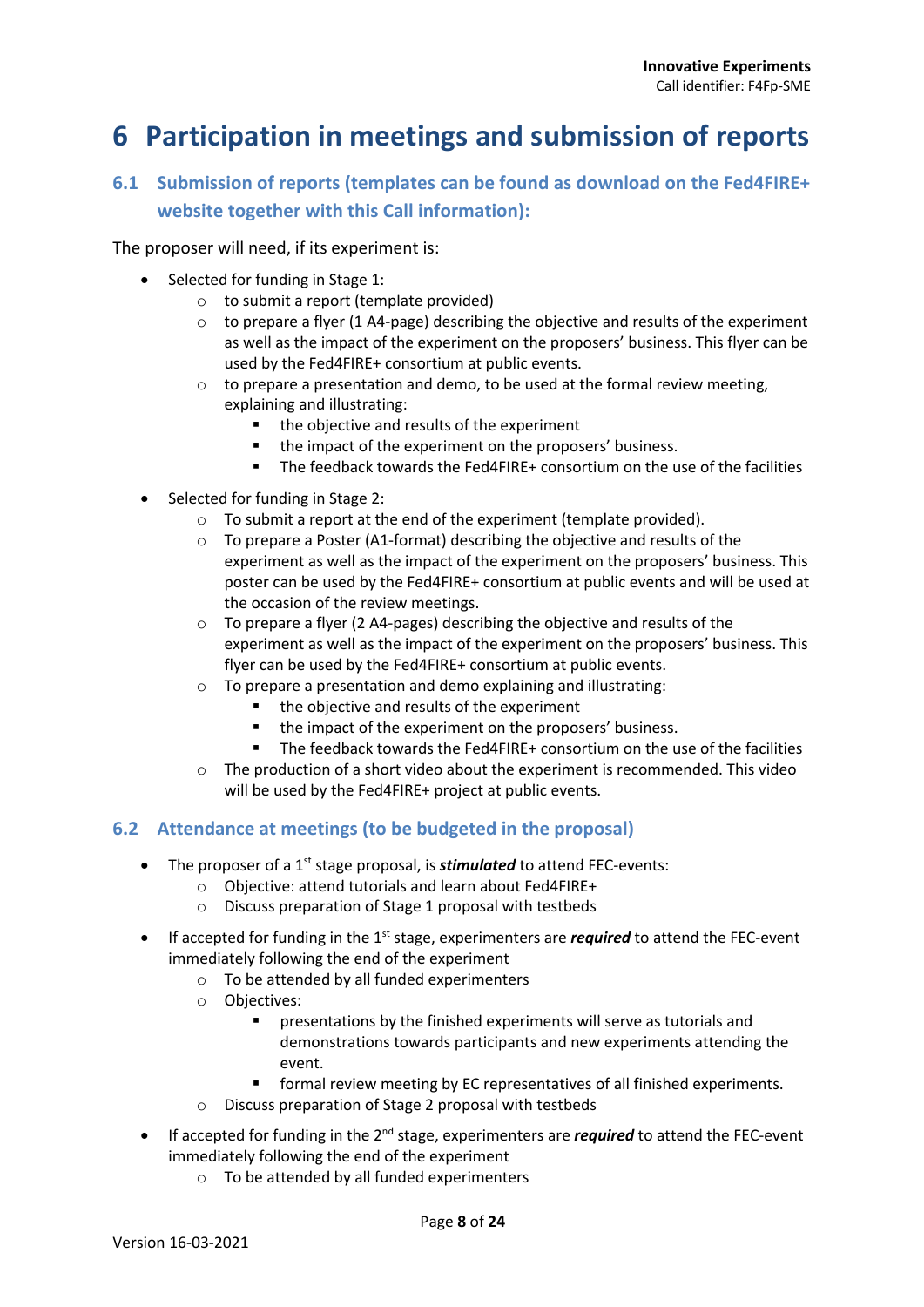# 6 Participation in meetings and submission of reports

## 6.1 Submission of reports (templates can be found as download on the Fed4FIRE+ website together with this Call information):

The proposer will need, if its experiment is:

- Selected for funding in Stage 1:
  - to submit a report (template provided)
  - to prepare a flyer (1 A4-page) describing the objective and results of the experiment as well as the impact of the experiment on the proposers' business. This flyer can be used by the Fed4FIRE+ consortium at public events.
  - to prepare a presentation and demo, to be used at the formal review meeting, explaining and illustrating:
    - the objective and results of the experiment
    - the impact of the experiment on the proposers' business.
    - The feedback towards the Fed4FIRE+ consortium on the use of the facilities
- Selected for funding in Stage 2:
  - To submit a report at the end of the experiment (template provided).
  - To prepare a Poster (A1-format) describing the objective and results of the experiment as well as the impact of the experiment on the proposers' business. This poster can be used by the Fed4FIRE+ consortium at public events and will be used at the occasion of the review meetings.
  - To prepare a flyer (2 A4-pages) describing the objective and results of the experiment as well as the impact of the experiment on the proposers' business. This flyer can be used by the Fed4FIRE+ consortium at public events.
  - To prepare a presentation and demo explaining and illustrating:
    - the objective and results of the experiment
    - the impact of the experiment on the proposers' business.
    - The feedback towards the Fed4FIRE+ consortium on the use of the facilities
  - The production of a short video about the experiment is recommended. This video will be used by the Fed4FIRE+ project at public events.

## 6.2 Attendance at meetings (to be budgeted in the proposal)

- The proposer of a 1st stage proposal, is ***stimulated*** to attend FEC-events:
  - Objective: attend tutorials and learn about Fed4FIRE+
  - Discuss preparation of Stage 1 proposal with testbeds
- If accepted for funding in the 1st stage, experimenters are ***required*** to attend the FEC-event immediately following the end of the experiment
  - To be attended by all funded experimenters
  - Objectives:
    - presentations by the finished experiments will serve as tutorials and demonstrations towards participants and new experiments attending the event.
    - formal review meeting by EC representatives of all finished experiments.
  - Discuss preparation of Stage 2 proposal with testbeds
- If accepted for funding in the 2nd stage, experimenters are ***required*** to attend the FEC-event immediately following the end of the experiment
  - To be attended by all funded experimenters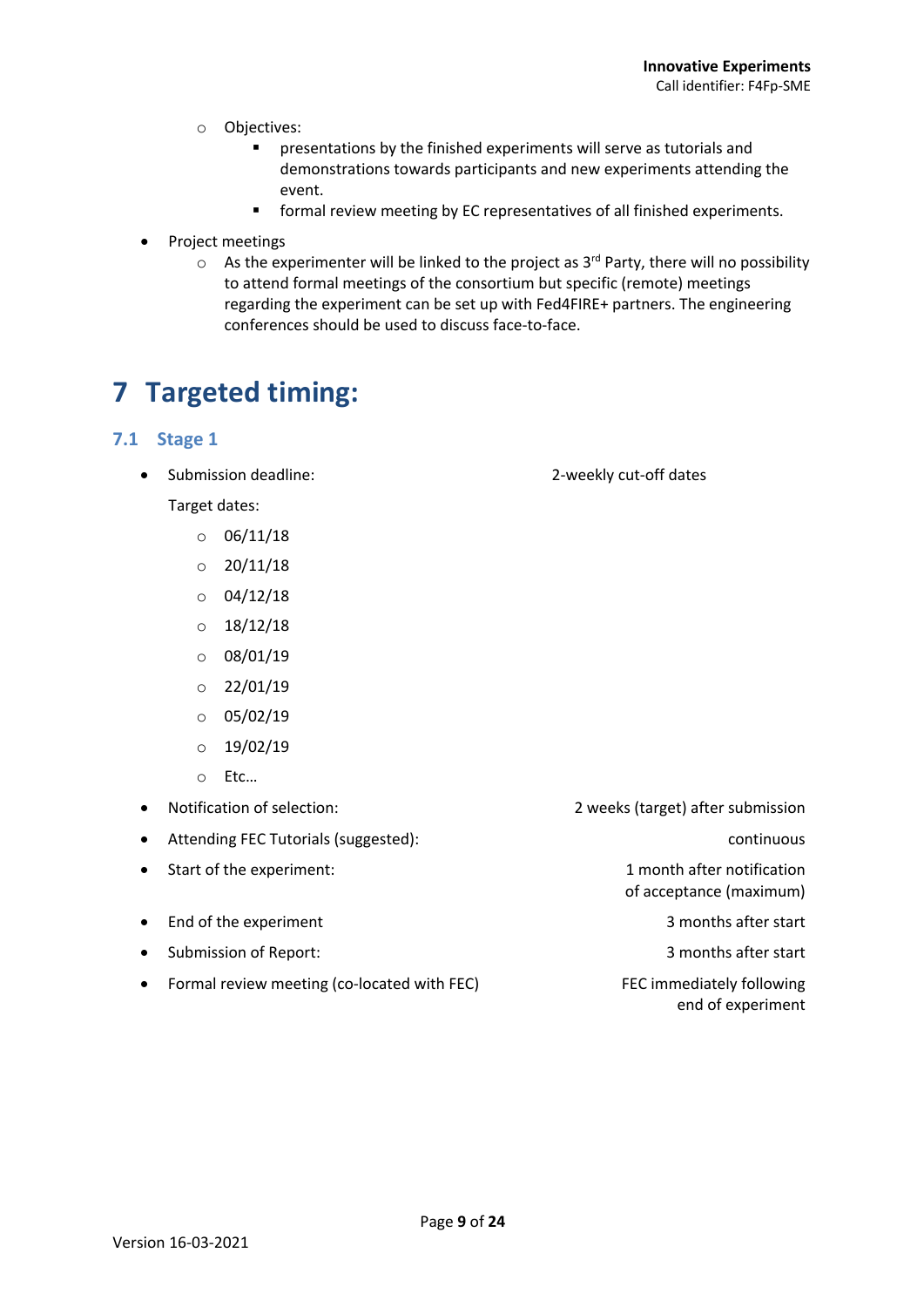- Objectives:
  - presentations by the finished experiments will serve as tutorials and demonstrations towards participants and new experiments attending the event.
  - formal review meeting by EC representatives of all finished experiments.

- Project meetings
  - As the experimenter will be linked to the project as 3rd Party, there will no possibility to attend formal meetings of the consortium but specific (remote) meetings regarding the experiment can be set up with Fed4FIRE+ partners. The engineering conferences should be used to discuss face-to-face.

# 7 Targeted timing:

## 7.1 Stage 1

- Submission deadline: 2-weekly cut-off dates

  Target dates:
  - 06/11/18
  - 20/11/18
  - 04/12/18
  - 18/12/18
  - 08/01/19
  - 22/01/19
  - 05/02/19
  - 19/02/19
  - Etc…
- Notification of selection: 2 weeks (target) after submission
- Attending FEC Tutorials (suggested): continuous
- Start of the experiment: 1 month after notification of acceptance (maximum)
- End of the experiment: 3 months after start
- Submission of Report: 3 months after start
- Formal review meeting (co-located with FEC): FEC immediately following end of experiment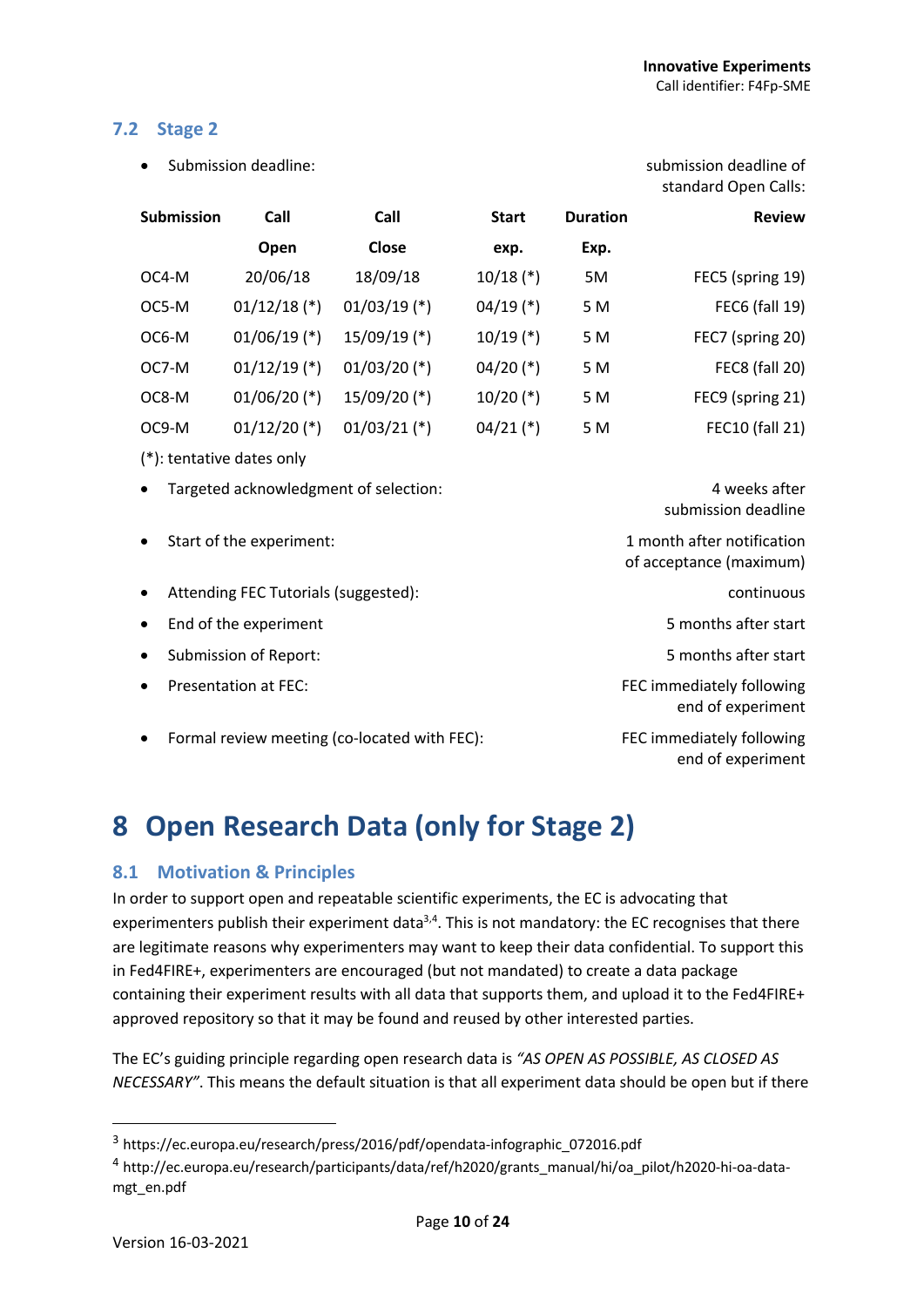## 7.2 Stage 2

- Submission deadline: submission deadline of standard Open Calls:

| Submission | Call Open | Call Close | Start exp. | Duration Exp. | Review |
|---|---|---|---|---|---|
| OC4-M | 20/06/18 | 18/09/18 | 10/18 (*) | 5M | FEC5 (spring 19) |
| OC5-M | 01/12/18 (*) | 01/03/19 (*) | 04/19 (*) | 5 M | FEC6 (fall 19) |
| OC6-M | 01/06/19 (*) | 15/09/19 (*) | 10/19 (*) | 5 M | FEC7 (spring 20) |
| OC7-M | 01/12/19 (*) | 01/03/20 (*) | 04/20 (*) | 5 M | FEC8 (fall 20) |
| OC8-M | 01/06/20 (*) | 15/09/20 (*) | 10/20 (*) | 5 M | FEC9 (spring 21) |
| OC9-M | 01/12/20 (*) | 01/03/21 (*) | 04/21 (*) | 5 M | FEC10 (fall 21) |

(*): tentative dates only

- Targeted acknowledgment of selection: 4 weeks after submission deadline
- Start of the experiment: 1 month after notification of acceptance (maximum)
- Attending FEC Tutorials (suggested): continuous
- End of the experiment 5 months after start
- Submission of Report: 5 months after start
- Presentation at FEC: FEC immediately following end of experiment
- Formal review meeting (co-located with FEC): FEC immediately following end of experiment

# 8 Open Research Data (only for Stage 2)

## 8.1 Motivation & Principles

In order to support open and repeatable scientific experiments, the EC is advocating that experimenters publish their experiment data[3,4]. This is not mandatory: the EC recognises that there are legitimate reasons why experimenters may want to keep their data confidential. To support this in Fed4FIRE+, experimenters are encouraged (but not mandated) to create a data package containing their experiment results with all data that supports them, and upload it to the Fed4FIRE+ approved repository so that it may be found and reused by other interested parties.

The EC's guiding principle regarding open research data is *"AS OPEN AS POSSIBLE, AS CLOSED AS NECESSARY"*. This means the default situation is that all experiment data should be open but if there

[3] https://ec.europa.eu/research/press/2016/pdf/opendata-infographic_072016.pdf

[4] http://ec.europa.eu/research/participants/data/ref/h2020/grants_manual/hi/oa_pilot/h2020-hi-oa-data-mgt_en.pdf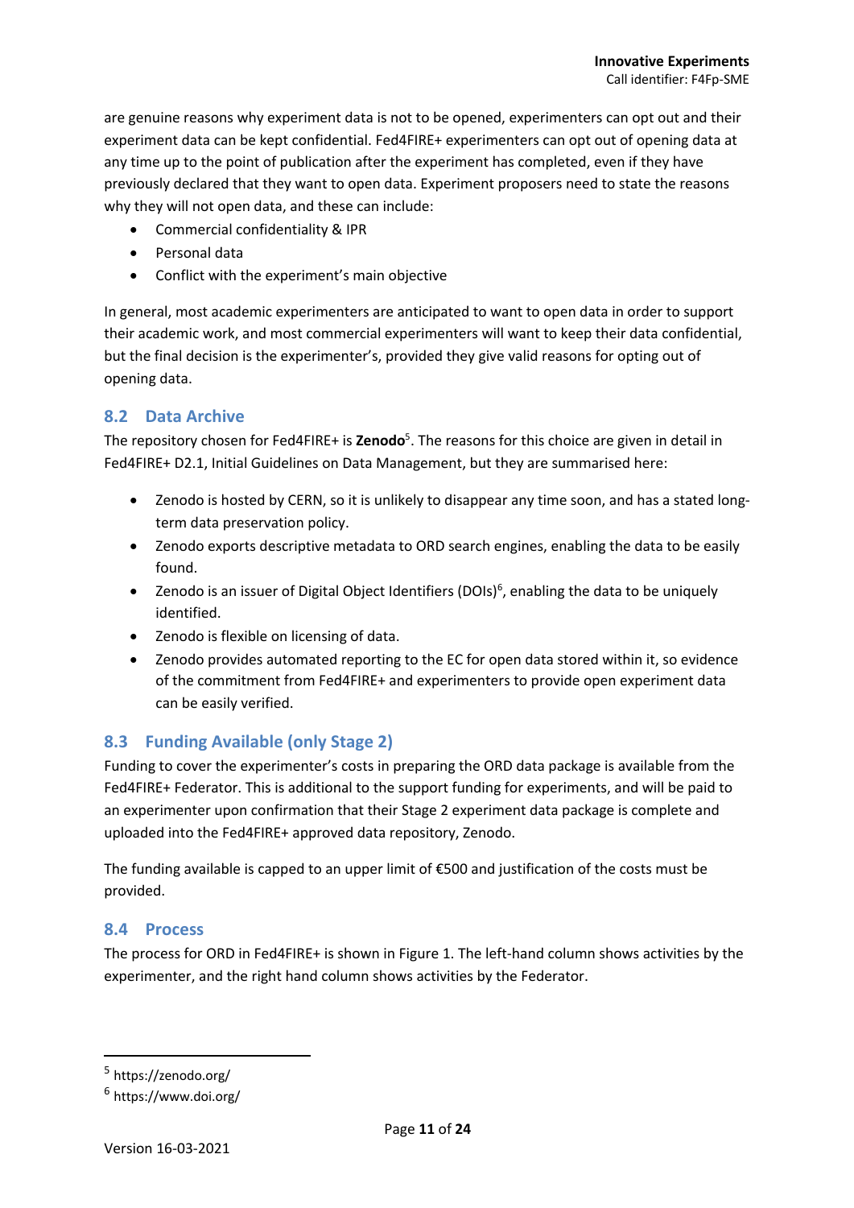are genuine reasons why experiment data is not to be opened, experimenters can opt out and their experiment data can be kept confidential. Fed4FIRE+ experimenters can opt out of opening data at any time up to the point of publication after the experiment has completed, even if they have previously declared that they want to open data. Experiment proposers need to state the reasons why they will not open data, and these can include:

- Commercial confidentiality & IPR
- Personal data
- Conflict with the experiment's main objective

In general, most academic experimenters are anticipated to want to open data in order to support their academic work, and most commercial experimenters will want to keep their data confidential, but the final decision is the experimenter's, provided they give valid reasons for opting out of opening data.

## 8.2 Data Archive

The repository chosen for Fed4FIRE+ is **Zenodo**[5]. The reasons for this choice are given in detail in Fed4FIRE+ D2.1, Initial Guidelines on Data Management, but they are summarised here:

- Zenodo is hosted by CERN, so it is unlikely to disappear any time soon, and has a stated long-term data preservation policy.
- Zenodo exports descriptive metadata to ORD search engines, enabling the data to be easily found.
- Zenodo is an issuer of Digital Object Identifiers (DOIs)[6], enabling the data to be uniquely identified.
- Zenodo is flexible on licensing of data.
- Zenodo provides automated reporting to the EC for open data stored within it, so evidence of the commitment from Fed4FIRE+ and experimenters to provide open experiment data can be easily verified.

## 8.3 Funding Available (only Stage 2)

Funding to cover the experimenter's costs in preparing the ORD data package is available from the Fed4FIRE+ Federator. This is additional to the support funding for experiments, and will be paid to an experimenter upon confirmation that their Stage 2 experiment data package is complete and uploaded into the Fed4FIRE+ approved data repository, Zenodo.

The funding available is capped to an upper limit of €500 and justification of the costs must be provided.

## 8.4 Process

The process for ORD in Fed4FIRE+ is shown in Figure 1. The left-hand column shows activities by the experimenter, and the right hand column shows activities by the Federator.

---

[5] https://zenodo.org/

[6] https://www.doi.org/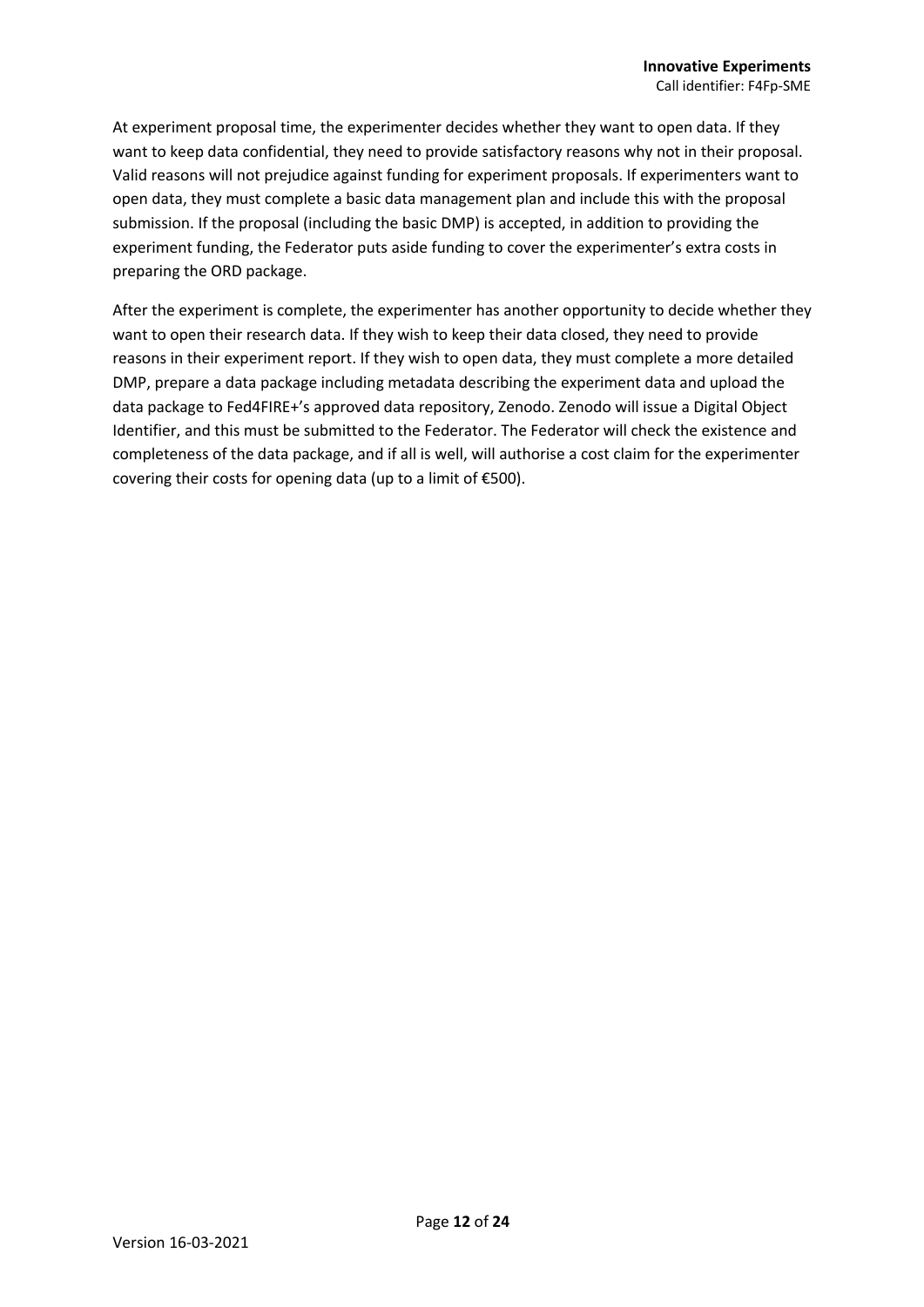At experiment proposal time, the experimenter decides whether they want to open data. If they want to keep data confidential, they need to provide satisfactory reasons why not in their proposal. Valid reasons will not prejudice against funding for experiment proposals. If experimenters want to open data, they must complete a basic data management plan and include this with the proposal submission. If the proposal (including the basic DMP) is accepted, in addition to providing the experiment funding, the Federator puts aside funding to cover the experimenter's extra costs in preparing the ORD package.

After the experiment is complete, the experimenter has another opportunity to decide whether they want to open their research data. If they wish to keep their data closed, they need to provide reasons in their experiment report. If they wish to open data, they must complete a more detailed DMP, prepare a data package including metadata describing the experiment data and upload the data package to Fed4FIRE+'s approved data repository, Zenodo. Zenodo will issue a Digital Object Identifier, and this must be submitted to the Federator. The Federator will check the existence and completeness of the data package, and if all is well, will authorise a cost claim for the experimenter covering their costs for opening data (up to a limit of €500).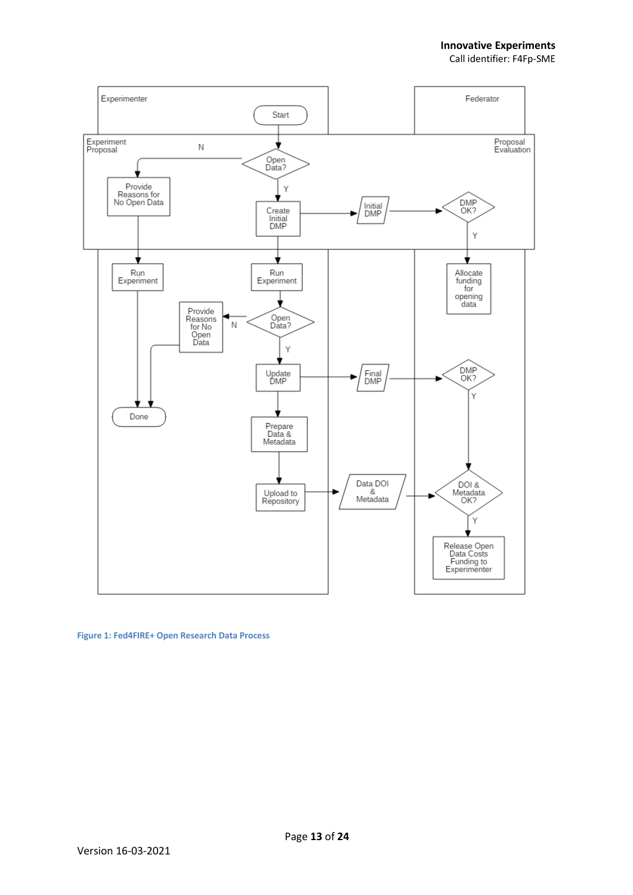Experimenter

Federator

Start

Experiment Proposal

Proposal Evaluation

N

Open Data?

Provide Reasons for No Open Data

Y

Create Initial DMP

Initial DMP

DMP OK?

Y

Run Experiment

Run Experiment

Allocate funding for opening data

Provide Reasons for No Open Data

N

Open Data?

Y

Update DMP

Final DMP

DMP OK?

Y

Done

Prepare Data & Metadata

Upload to Repository

Data DOI & Metadata

DOI & Metadata OK?

Y

Release Open Data Costs Funding to Experimenter

**Figure 1: Fed4FIRE+ Open Research Data Process**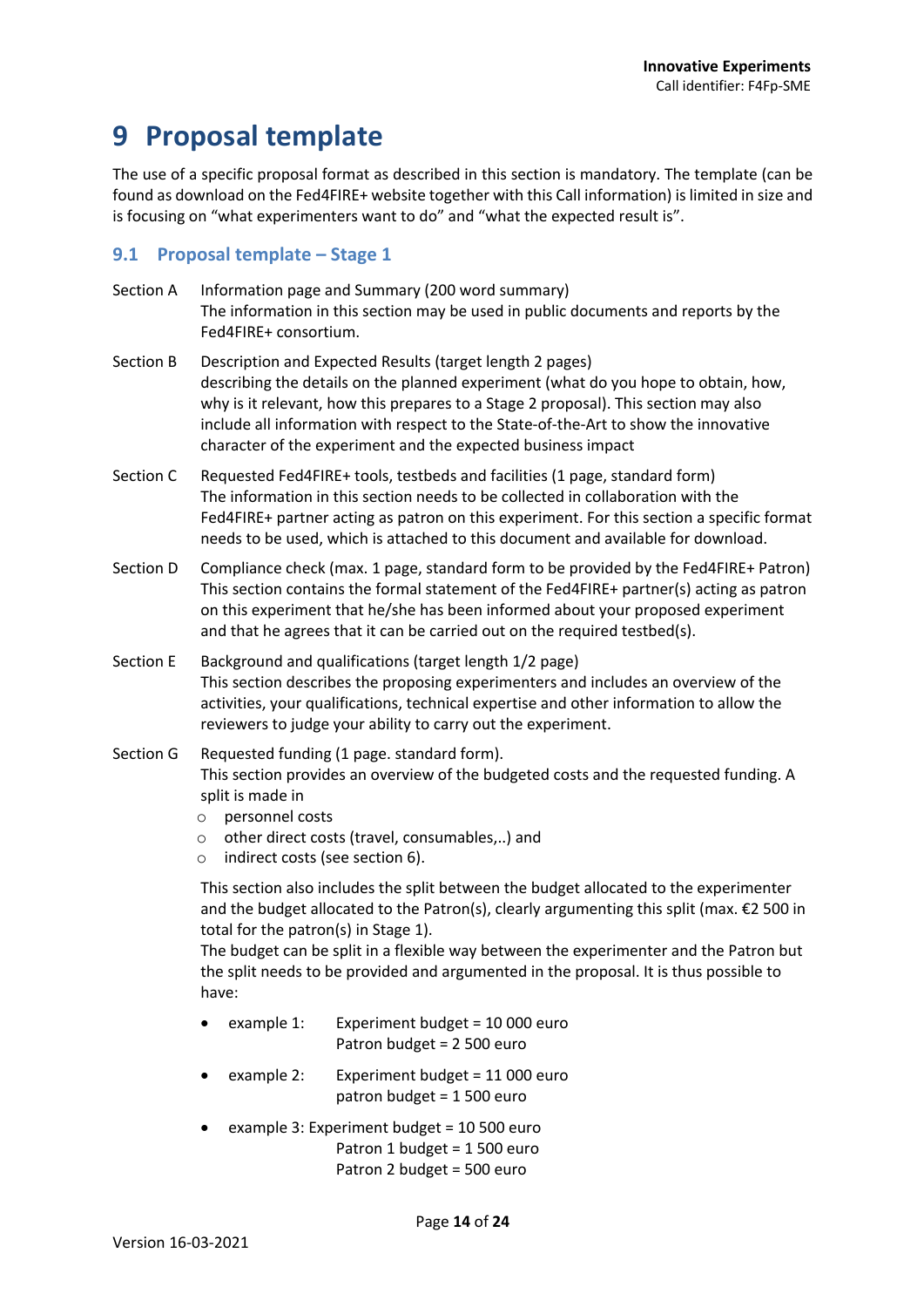# 9 Proposal template

The use of a specific proposal format as described in this section is mandatory. The template (can be found as download on the Fed4FIRE+ website together with this Call information) is limited in size and is focusing on "what experimenters want to do" and "what the expected result is".

## 9.1 Proposal template – Stage 1

Section A Information page and Summary (200 word summary)
The information in this section may be used in public documents and reports by the Fed4FIRE+ consortium.

Section B Description and Expected Results (target length 2 pages)
describing the details on the planned experiment (what do you hope to obtain, how, why is it relevant, how this prepares to a Stage 2 proposal). This section may also include all information with respect to the State-of-the-Art to show the innovative character of the experiment and the expected business impact

Section C Requested Fed4FIRE+ tools, testbeds and facilities (1 page, standard form)
The information in this section needs to be collected in collaboration with the Fed4FIRE+ partner acting as patron on this experiment. For this section a specific format needs to be used, which is attached to this document and available for download.

Section D Compliance check (max. 1 page, standard form to be provided by the Fed4FIRE+ Patron)
This section contains the formal statement of the Fed4FIRE+ partner(s) acting as patron on this experiment that he/she has been informed about your proposed experiment and that he agrees that it can be carried out on the required testbed(s).

Section E Background and qualifications (target length 1/2 page)
This section describes the proposing experimenters and includes an overview of the activities, your qualifications, technical expertise and other information to allow the reviewers to judge your ability to carry out the experiment.

Section G Requested funding (1 page. standard form).
This section provides an overview of the budgeted costs and the requested funding. A split is made in

- personnel costs
- other direct costs (travel, consumables,..) and
- indirect costs (see section 6).

This section also includes the split between the budget allocated to the experimenter and the budget allocated to the Patron(s), clearly argumenting this split (max. €2 500 in total for the patron(s) in Stage 1).
The budget can be split in a flexible way between the experimenter and the Patron but the split needs to be provided and argumented in the proposal. It is thus possible to have:

- example 1: Experiment budget = 10 000 euro
  Patron budget = 2 500 euro
- example 2: Experiment budget = 11 000 euro
  patron budget = 1 500 euro
- example 3: Experiment budget = 10 500 euro
  Patron 1 budget = 1 500 euro
  Patron 2 budget = 500 euro

Version 16-03-2021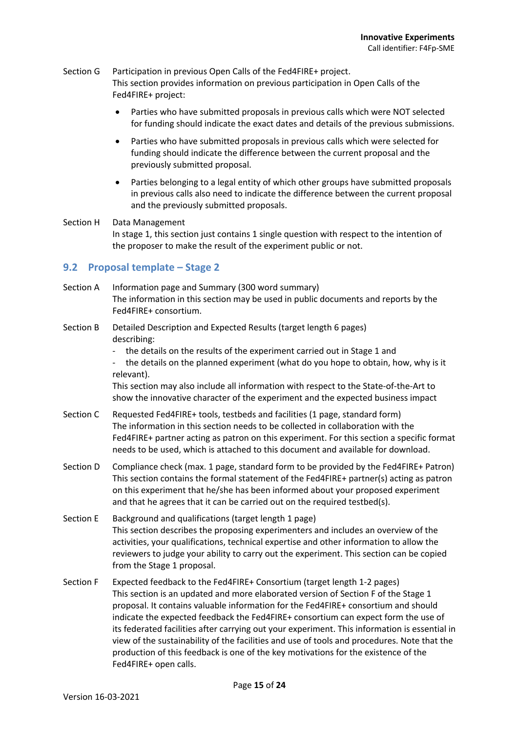Section G Participation in previous Open Calls of the Fed4FIRE+ project.
This section provides information on previous participation in Open Calls of the Fed4FIRE+ project:

- Parties who have submitted proposals in previous calls which were NOT selected for funding should indicate the exact dates and details of the previous submissions.
- Parties who have submitted proposals in previous calls which were selected for funding should indicate the difference between the current proposal and the previously submitted proposal.
- Parties belonging to a legal entity of which other groups have submitted proposals in previous calls also need to indicate the difference between the current proposal and the previously submitted proposals.

Section H Data Management
In stage 1, this section just contains 1 single question with respect to the intention of the proposer to make the result of the experiment public or not.

## 9.2 Proposal template – Stage 2

Section A Information page and Summary (300 word summary)
The information in this section may be used in public documents and reports by the Fed4FIRE+ consortium.

Section B Detailed Description and Expected Results (target length 6 pages) describing:

- the details on the results of the experiment carried out in Stage 1 and
- the details on the planned experiment (what do you hope to obtain, how, why is it relevant).

This section may also include all information with respect to the State-of-the-Art to show the innovative character of the experiment and the expected business impact

Section C Requested Fed4FIRE+ tools, testbeds and facilities (1 page, standard form)
The information in this section needs to be collected in collaboration with the Fed4FIRE+ partner acting as patron on this experiment. For this section a specific format needs to be used, which is attached to this document and available for download.

Section D Compliance check (max. 1 page, standard form to be provided by the Fed4FIRE+ Patron)
This section contains the formal statement of the Fed4FIRE+ partner(s) acting as patron on this experiment that he/she has been informed about your proposed experiment and that he agrees that it can be carried out on the required testbed(s).

Section E Background and qualifications (target length 1 page)
This section describes the proposing experimenters and includes an overview of the activities, your qualifications, technical expertise and other information to allow the reviewers to judge your ability to carry out the experiment. This section can be copied from the Stage 1 proposal.

Section F Expected feedback to the Fed4FIRE+ Consortium (target length 1-2 pages)
This section is an updated and more elaborated version of Section F of the Stage 1 proposal. It contains valuable information for the Fed4FIRE+ consortium and should indicate the expected feedback the Fed4FIRE+ consortium can expect form the use of its federated facilities after carrying out your experiment. This information is essential in view of the sustainability of the facilities and use of tools and procedures. Note that the production of this feedback is one of the key motivations for the existence of the Fed4FIRE+ open calls.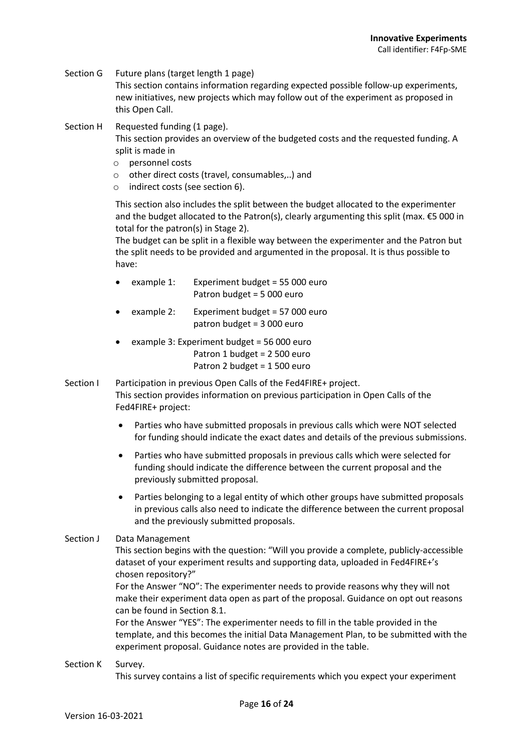**Section G** Future plans (target length 1 page)

This section contains information regarding expected possible follow-up experiments, new initiatives, new projects which may follow out of the experiment as proposed in this Open Call.

**Section H** Requested funding (1 page).

This section provides an overview of the budgeted costs and the requested funding. A split is made in

- personnel costs
- other direct costs (travel, consumables,..) and
- indirect costs (see section 6).

This section also includes the split between the budget allocated to the experimenter and the budget allocated to the Patron(s), clearly argumenting this split (max. €5 000 in total for the patron(s) in Stage 2).

The budget can be split in a flexible way between the experimenter and the Patron but the split needs to be provided and argumented in the proposal. It is thus possible to have:

- example 1: Experiment budget = 55 000 euro
  Patron budget = 5 000 euro
- example 2: Experiment budget = 57 000 euro
  patron budget = 3 000 euro
- example 3: Experiment budget = 56 000 euro
  Patron 1 budget = 2 500 euro
  Patron 2 budget = 1 500 euro

**Section I** Participation in previous Open Calls of the Fed4FIRE+ project.

This section provides information on previous participation in Open Calls of the Fed4FIRE+ project:

- Parties who have submitted proposals in previous calls which were NOT selected for funding should indicate the exact dates and details of the previous submissions.
- Parties who have submitted proposals in previous calls which were selected for funding should indicate the difference between the current proposal and the previously submitted proposal.
- Parties belonging to a legal entity of which other groups have submitted proposals in previous calls also need to indicate the difference between the current proposal and the previously submitted proposals.

**Section J** Data Management

This section begins with the question: "Will you provide a complete, publicly-accessible dataset of your experiment results and supporting data, uploaded in Fed4FIRE+'s chosen repository?"

For the Answer "NO": The experimenter needs to provide reasons why they will not make their experiment data open as part of the proposal. Guidance on opt out reasons can be found in Section 8.1.

For the Answer "YES": The experimenter needs to fill in the table provided in the template, and this becomes the initial Data Management Plan, to be submitted with the experiment proposal. Guidance notes are provided in the table.

**Section K** Survey.

This survey contains a list of specific requirements which you expect your experiment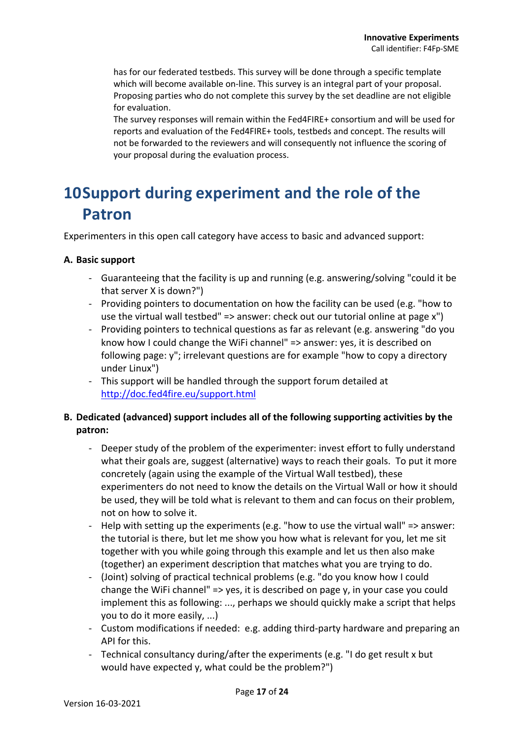has for our federated testbeds. This survey will be done through a specific template which will become available on-line. This survey is an integral part of your proposal. Proposing parties who do not complete this survey by the set deadline are not eligible for evaluation.
The survey responses will remain within the Fed4FIRE+ consortium and will be used for reports and evaluation of the Fed4FIRE+ tools, testbeds and concept. The results will not be forwarded to the reviewers and will consequently not influence the scoring of your proposal during the evaluation process.

# 10 Support during experiment and the role of the Patron

Experimenters in this open call category have access to basic and advanced support:

**A. Basic support**

- Guaranteeing that the facility is up and running (e.g. answering/solving "could it be that server X is down?")
- Providing pointers to documentation on how the facility can be used (e.g. "how to use the virtual wall testbed" => answer: check out our tutorial online at page x")
- Providing pointers to technical questions as far as relevant (e.g. answering "do you know how I could change the WiFi channel" => answer: yes, it is described on following page: y"; irrelevant questions are for example "how to copy a directory under Linux")
- This support will be handled through the support forum detailed at http://doc.fed4fire.eu/support.html

**B. Dedicated (advanced) support includes all of the following supporting activities by the patron:**

- Deeper study of the problem of the experimenter: invest effort to fully understand what their goals are, suggest (alternative) ways to reach their goals. To put it more concretely (again using the example of the Virtual Wall testbed), these experimenters do not need to know the details on the Virtual Wall or how it should be used, they will be told what is relevant to them and can focus on their problem, not on how to solve it.
- Help with setting up the experiments (e.g. "how to use the virtual wall" => answer: the tutorial is there, but let me show you how what is relevant for you, let me sit together with you while going through this example and let us then also make (together) an experiment description that matches what you are trying to do.
- (Joint) solving of practical technical problems (e.g. "do you know how I could change the WiFi channel" => yes, it is described on page y, in your case you could implement this as following: ..., perhaps we should quickly make a script that helps you to do it more easily, ...)
- Custom modifications if needed: e.g. adding third-party hardware and preparing an API for this.
- Technical consultancy during/after the experiments (e.g. "I do get result x but would have expected y, what could be the problem?")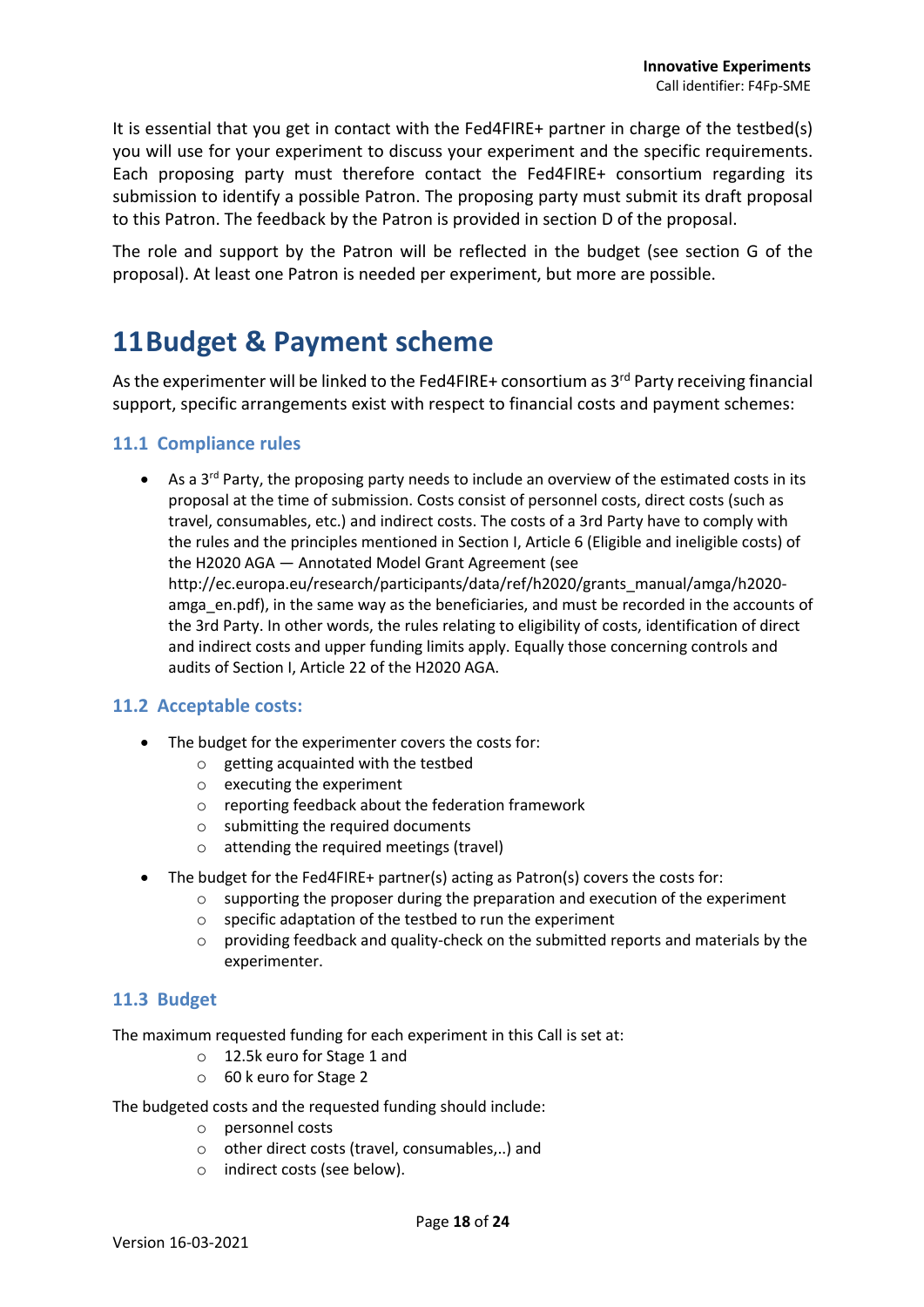It is essential that you get in contact with the Fed4FIRE+ partner in charge of the testbed(s) you will use for your experiment to discuss your experiment and the specific requirements. Each proposing party must therefore contact the Fed4FIRE+ consortium regarding its submission to identify a possible Patron. The proposing party must submit its draft proposal to this Patron. The feedback by the Patron is provided in section D of the proposal.

The role and support by the Patron will be reflected in the budget (see section G of the proposal). At least one Patron is needed per experiment, but more are possible.

# 11 Budget & Payment scheme

As the experimenter will be linked to the Fed4FIRE+ consortium as 3rd Party receiving financial support, specific arrangements exist with respect to financial costs and payment schemes:

## 11.1 Compliance rules

- As a 3rd Party, the proposing party needs to include an overview of the estimated costs in its proposal at the time of submission. Costs consist of personnel costs, direct costs (such as travel, consumables, etc.) and indirect costs. The costs of a 3rd Party have to comply with the rules and the principles mentioned in Section I, Article 6 (Eligible and ineligible costs) of the H2020 AGA — Annotated Model Grant Agreement (see http://ec.europa.eu/research/participants/data/ref/h2020/grants_manual/amga/h2020-amga_en.pdf), in the same way as the beneficiaries, and must be recorded in the accounts of the 3rd Party. In other words, the rules relating to eligibility of costs, identification of direct and indirect costs and upper funding limits apply. Equally those concerning controls and audits of Section I, Article 22 of the H2020 AGA.

## 11.2 Acceptable costs:

- The budget for the experimenter covers the costs for:
  - getting acquainted with the testbed
  - executing the experiment
  - reporting feedback about the federation framework
  - submitting the required documents
  - attending the required meetings (travel)
- The budget for the Fed4FIRE+ partner(s) acting as Patron(s) covers the costs for:
  - supporting the proposer during the preparation and execution of the experiment
  - specific adaptation of the testbed to run the experiment
  - providing feedback and quality-check on the submitted reports and materials by the experimenter.

## 11.3 Budget

The maximum requested funding for each experiment in this Call is set at:

- 12.5k euro for Stage 1 and
- 60 k euro for Stage 2

The budgeted costs and the requested funding should include:

- personnel costs
- other direct costs (travel, consumables,..) and
- indirect costs (see below).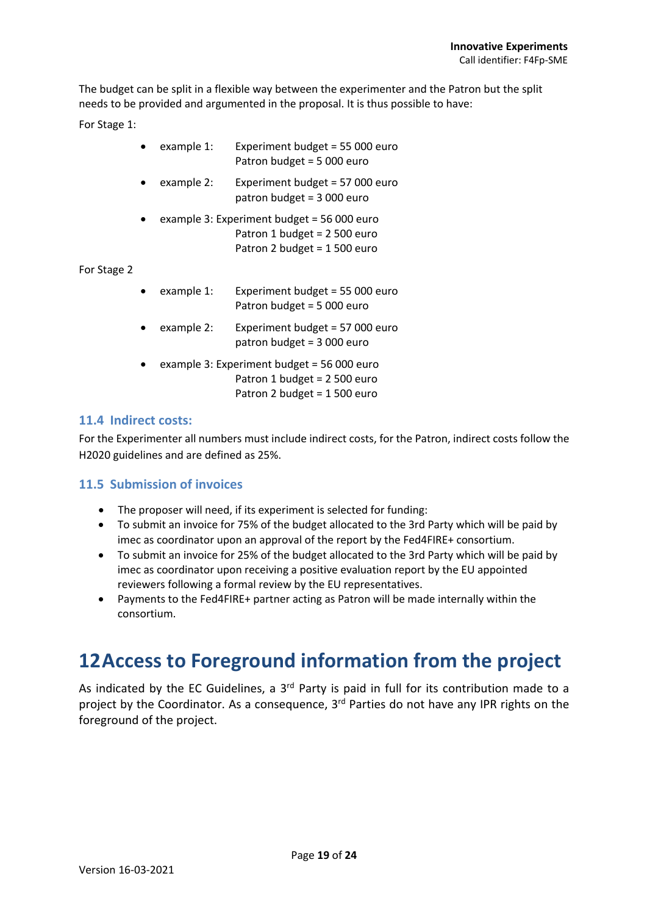The budget can be split in a flexible way between the experimenter and the Patron but the split needs to be provided and argumented in the proposal. It is thus possible to have:

For Stage 1:

- example 1: Experiment budget = 55 000 euro
  Patron budget = 5 000 euro
- example 2: Experiment budget = 57 000 euro
  patron budget = 3 000 euro
- example 3: Experiment budget = 56 000 euro
  Patron 1 budget = 2 500 euro
  Patron 2 budget = 1 500 euro

For Stage 2

- example 1: Experiment budget = 55 000 euro
  Patron budget = 5 000 euro
- example 2: Experiment budget = 57 000 euro
  patron budget = 3 000 euro
- example 3: Experiment budget = 56 000 euro
  Patron 1 budget = 2 500 euro
  Patron 2 budget = 1 500 euro

### 11.4 Indirect costs:

For the Experimenter all numbers must include indirect costs, for the Patron, indirect costs follow the H2020 guidelines and are defined as 25%.

### 11.5 Submission of invoices

- The proposer will need, if its experiment is selected for funding:
- To submit an invoice for 75% of the budget allocated to the 3rd Party which will be paid by imec as coordinator upon an approval of the report by the Fed4FIRE+ consortium.
- To submit an invoice for 25% of the budget allocated to the 3rd Party which will be paid by imec as coordinator upon receiving a positive evaluation report by the EU appointed reviewers following a formal review by the EU representatives.
- Payments to the Fed4FIRE+ partner acting as Patron will be made internally within the consortium.

# 12 Access to Foreground information from the project

As indicated by the EC Guidelines, a 3rd Party is paid in full for its contribution made to a project by the Coordinator. As a consequence, 3rd Parties do not have any IPR rights on the foreground of the project.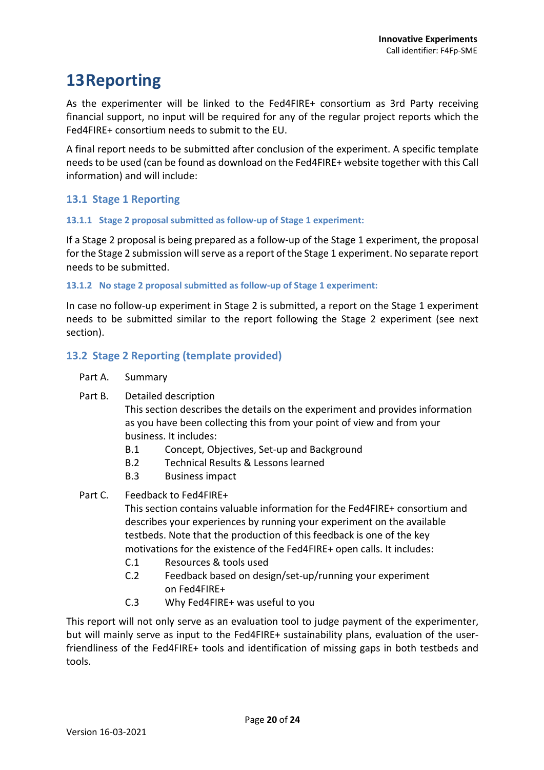# 13 Reporting

As the experimenter will be linked to the Fed4FIRE+ consortium as 3rd Party receiving financial support, no input will be required for any of the regular project reports which the Fed4FIRE+ consortium needs to submit to the EU.

A final report needs to be submitted after conclusion of the experiment. A specific template needs to be used (can be found as download on the Fed4FIRE+ website together with this Call information) and will include:

## 13.1 Stage 1 Reporting

### 13.1.1 Stage 2 proposal submitted as follow-up of Stage 1 experiment:

If a Stage 2 proposal is being prepared as a follow-up of the Stage 1 experiment, the proposal for the Stage 2 submission will serve as a report of the Stage 1 experiment. No separate report needs to be submitted.

### 13.1.2 No stage 2 proposal submitted as follow-up of Stage 1 experiment:

In case no follow-up experiment in Stage 2 is submitted, a report on the Stage 1 experiment needs to be submitted similar to the report following the Stage 2 experiment (see next section).

## 13.2 Stage 2 Reporting (template provided)

- Part A. Summary
- Part B. Detailed description  
  This section describes the details on the experiment and provides information as you have been collecting this from your point of view and from your business. It includes:
  - B.1 Concept, Objectives, Set-up and Background
  - B.2 Technical Results & Lessons learned
  - B.3 Business impact
- Part C. Feedback to Fed4FIRE+  
  This section contains valuable information for the Fed4FIRE+ consortium and describes your experiences by running your experiment on the available testbeds. Note that the production of this feedback is one of the key motivations for the existence of the Fed4FIRE+ open calls. It includes:
  - C.1 Resources & tools used
  - C.2 Feedback based on design/set-up/running your experiment on Fed4FIRE+
  - C.3 Why Fed4FIRE+ was useful to you

This report will not only serve as an evaluation tool to judge payment of the experimenter, but will mainly serve as input to the Fed4FIRE+ sustainability plans, evaluation of the user-friendliness of the Fed4FIRE+ tools and identification of missing gaps in both testbeds and tools.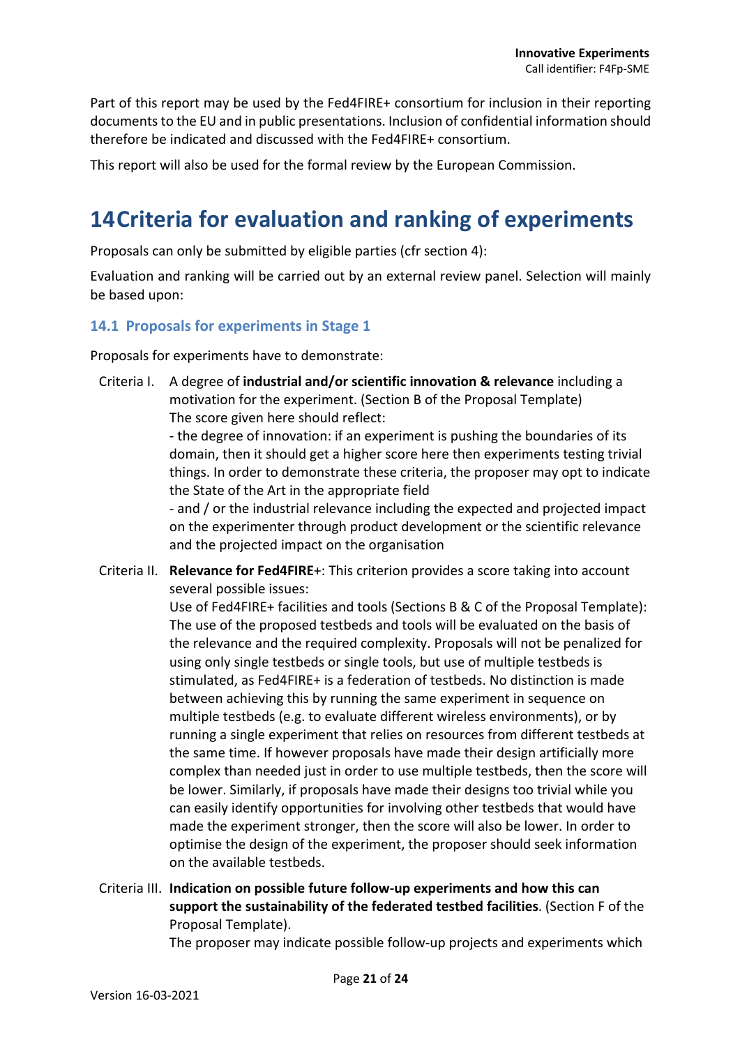Part of this report may be used by the Fed4FIRE+ consortium for inclusion in their reporting documents to the EU and in public presentations. Inclusion of confidential information should therefore be indicated and discussed with the Fed4FIRE+ consortium.

This report will also be used for the formal review by the European Commission.

# 14 Criteria for evaluation and ranking of experiments

Proposals can only be submitted by eligible parties (cfr section 4):

Evaluation and ranking will be carried out by an external review panel. Selection will mainly be based upon:

## 14.1 Proposals for experiments in Stage 1

Proposals for experiments have to demonstrate:

Criteria I. A degree of **industrial and/or scientific innovation & relevance** including a motivation for the experiment. (Section B of the Proposal Template)
The score given here should reflect:
- the degree of innovation: if an experiment is pushing the boundaries of its domain, then it should get a higher score here then experiments testing trivial things. In order to demonstrate these criteria, the proposer may opt to indicate the State of the Art in the appropriate field
- and / or the industrial relevance including the expected and projected impact on the experimenter through product development or the scientific relevance and the projected impact on the organisation

Criteria II. **Relevance for Fed4FIRE**+: This criterion provides a score taking into account several possible issues:
Use of Fed4FIRE+ facilities and tools (Sections B & C of the Proposal Template): The use of the proposed testbeds and tools will be evaluated on the basis of the relevance and the required complexity. Proposals will not be penalized for using only single testbeds or single tools, but use of multiple testbeds is stimulated, as Fed4FIRE+ is a federation of testbeds. No distinction is made between achieving this by running the same experiment in sequence on multiple testbeds (e.g. to evaluate different wireless environments), or by running a single experiment that relies on resources from different testbeds at the same time. If however proposals have made their design artificially more complex than needed just in order to use multiple testbeds, then the score will be lower. Similarly, if proposals have made their designs too trivial while you can easily identify opportunities for involving other testbeds that would have made the experiment stronger, then the score will also be lower. In order to optimise the design of the experiment, the proposer should seek information on the available testbeds.

Criteria III. **Indication on possible future follow-up experiments and how this can support the sustainability of the federated testbed facilities**. (Section F of the Proposal Template).
The proposer may indicate possible follow-up projects and experiments which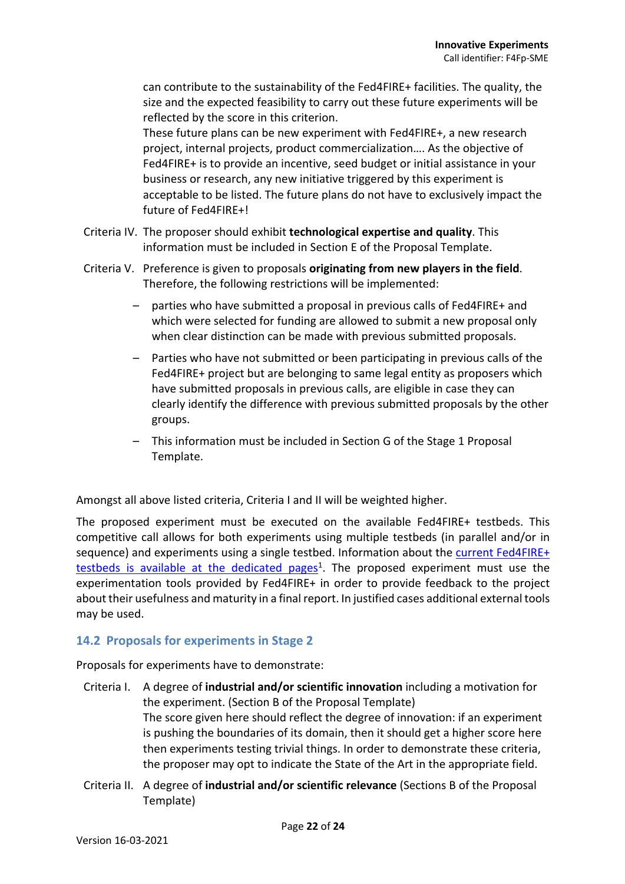can contribute to the sustainability of the Fed4FIRE+ facilities. The quality, the size and the expected feasibility to carry out these future experiments will be reflected by the score in this criterion.
These future plans can be new experiment with Fed4FIRE+, a new research project, internal projects, product commercialization…. As the objective of Fed4FIRE+ is to provide an incentive, seed budget or initial assistance in your business or research, any new initiative triggered by this experiment is acceptable to be listed. The future plans do not have to exclusively impact the future of Fed4FIRE+!

Criteria IV. The proposer should exhibit **technological expertise and quality**. This information must be included in Section E of the Proposal Template.

Criteria V. Preference is given to proposals **originating from new players in the field**. Therefore, the following restrictions will be implemented:

- parties who have submitted a proposal in previous calls of Fed4FIRE+ and which were selected for funding are allowed to submit a new proposal only when clear distinction can be made with previous submitted proposals.
- Parties who have not submitted or been participating in previous calls of the Fed4FIRE+ project but are belonging to same legal entity as proposers which have submitted proposals in previous calls, are eligible in case they can clearly identify the difference with previous submitted proposals by the other groups.
- This information must be included in Section G of the Stage 1 Proposal Template.

Amongst all above listed criteria, Criteria I and II will be weighted higher.

The proposed experiment must be executed on the available Fed4FIRE+ testbeds. This competitive call allows for both experiments using multiple testbeds (in parallel and/or in sequence) and experiments using a single testbed. Information about the current Fed4FIRE+ testbeds is available at the dedicated pages[1]. The proposed experiment must use the experimentation tools provided by Fed4FIRE+ in order to provide feedback to the project about their usefulness and maturity in a final report. In justified cases additional external tools may be used.

## 14.2 Proposals for experiments in Stage 2

Proposals for experiments have to demonstrate:

Criteria I. A degree of **industrial and/or scientific innovation** including a motivation for the experiment. (Section B of the Proposal Template)
The score given here should reflect the degree of innovation: if an experiment is pushing the boundaries of its domain, then it should get a higher score here then experiments testing trivial things. In order to demonstrate these criteria, the proposer may opt to indicate the State of the Art in the appropriate field.

Criteria II. A degree of **industrial and/or scientific relevance** (Sections B of the Proposal Template)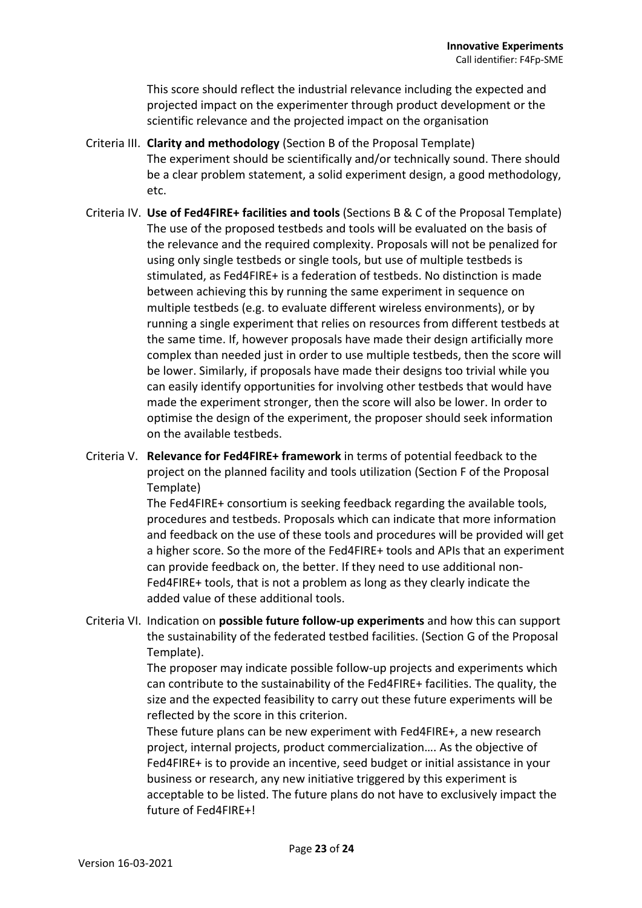This score should reflect the industrial relevance including the expected and projected impact on the experimenter through product development or the scientific relevance and the projected impact on the organisation

Criteria III. **Clarity and methodology** (Section B of the Proposal Template)
The experiment should be scientifically and/or technically sound. There should be a clear problem statement, a solid experiment design, a good methodology, etc.

Criteria IV. **Use of Fed4FIRE+ facilities and tools** (Sections B & C of the Proposal Template)
The use of the proposed testbeds and tools will be evaluated on the basis of the relevance and the required complexity. Proposals will not be penalized for using only single testbeds or single tools, but use of multiple testbeds is stimulated, as Fed4FIRE+ is a federation of testbeds. No distinction is made between achieving this by running the same experiment in sequence on multiple testbeds (e.g. to evaluate different wireless environments), or by running a single experiment that relies on resources from different testbeds at the same time. If, however proposals have made their design artificially more complex than needed just in order to use multiple testbeds, then the score will be lower. Similarly, if proposals have made their designs too trivial while you can easily identify opportunities for involving other testbeds that would have made the experiment stronger, then the score will also be lower. In order to optimise the design of the experiment, the proposer should seek information on the available testbeds.

Criteria V. **Relevance for Fed4FIRE+ framework** in terms of potential feedback to the project on the planned facility and tools utilization (Section F of the Proposal Template)
The Fed4FIRE+ consortium is seeking feedback regarding the available tools, procedures and testbeds. Proposals which can indicate that more information and feedback on the use of these tools and procedures will be provided will get a higher score. So the more of the Fed4FIRE+ tools and APIs that an experiment can provide feedback on, the better. If they need to use additional non-Fed4FIRE+ tools, that is not a problem as long as they clearly indicate the added value of these additional tools.

Criteria VI. Indication on **possible future follow-up experiments** and how this can support the sustainability of the federated testbed facilities. (Section G of the Proposal Template).
The proposer may indicate possible follow-up projects and experiments which can contribute to the sustainability of the Fed4FIRE+ facilities. The quality, the size and the expected feasibility to carry out these future experiments will be reflected by the score in this criterion.
These future plans can be new experiment with Fed4FIRE+, a new research project, internal projects, product commercialization…. As the objective of Fed4FIRE+ is to provide an incentive, seed budget or initial assistance in your business or research, any new initiative triggered by this experiment is acceptable to be listed. The future plans do not have to exclusively impact the future of Fed4FIRE+!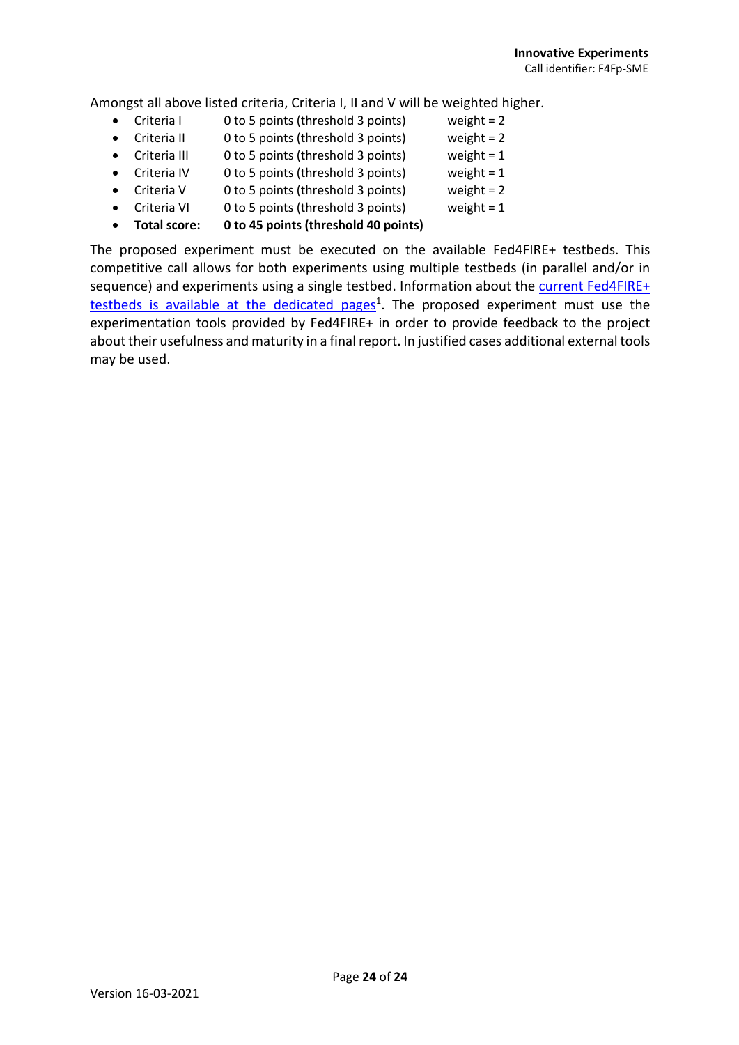Amongst all above listed criteria, Criteria I, II and V will be weighted higher.

- Criteria I 0 to 5 points (threshold 3 points) weight = 2
- Criteria II 0 to 5 points (threshold 3 points) weight = 2
- Criteria III 0 to 5 points (threshold 3 points) weight = 1
- Criteria IV 0 to 5 points (threshold 3 points) weight = 1
- Criteria V 0 to 5 points (threshold 3 points) weight = 2
- Criteria VI 0 to 5 points (threshold 3 points) weight = 1
- **Total score: 0 to 45 points (threshold 40 points)**

The proposed experiment must be executed on the available Fed4FIRE+ testbeds. This competitive call allows for both experiments using multiple testbeds (in parallel and/or in sequence) and experiments using a single testbed. Information about the current Fed4FIRE+ testbeds is available at the dedicated pages[1]. The proposed experiment must use the experimentation tools provided by Fed4FIRE+ in order to provide feedback to the project about their usefulness and maturity in a final report. In justified cases additional external tools may be used.